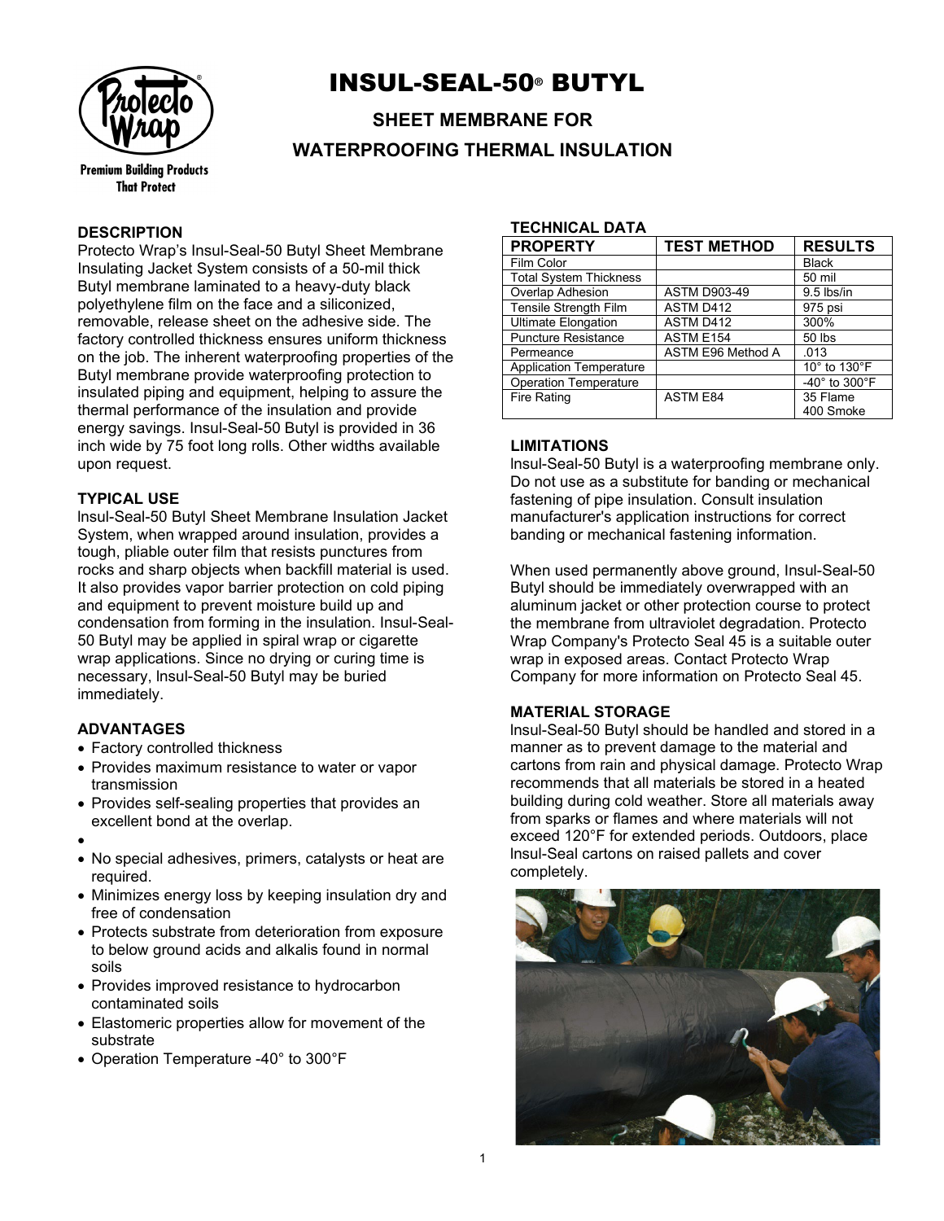# INSUL-SEAL-50® BUTYL

## SHEET MEMBRANE FOR WATERPROOFING THERMAL INSULATION

Premium Building Products That Protect

### DESCRIPTION

Protecto Wrap's Insul-Seal-50 Butyl Sheet Membrane Insulating Jacket System consists of a 50-mil thick Butyl membrane laminated to a heavy-duty black polyethylene film on the face and a siliconized, removable, release sheet on the adhesive side. The factory controlled thickness ensures uniform thickness on the job. The inherent waterproofing properties of the Butyl membrane provide waterproofing protection to insulated piping and equipment, helping to assure the thermal performance of the insulation and provide energy savings. Insul-Seal-50 Butyl is provided in 36 inch wide by 75 foot long rolls. Other widths available upon request.

### TYPICAL USE

Insul-Seal-50 Butyl Sheet Membrane Insulation Jacket System, when wrapped around insulation, provides a tough, pliable outer film that resists punctures from rocks and sharp objects when backfill material is used. It also provides vapor barrier protection on cold piping and equipment to prevent moisture build up and condensation from forming in the insulation. Insul-Seal-50 Butyl may be applied in spiral wrap or cigarette wrap applications. Since no drying or curing time is necessary, Insul-Seal-50 Butyl may be buried immediately.

### ADVANTAGES

- Factory controlled thickness
- Provides maximum resistance to water or vapor transmission
- Provides self-sealing properties that provides an excellent bond at the overlap.
- 
- No special adhesives, primers, catalysts or heat are required.
- Minimizes energy loss by keeping insulation dry and free of condensation
- Protects substrate from deterioration from exposure to below ground acids and alkalis found in normal soils
- Provides improved resistance to hydrocarbon contaminated soils
- Elastomeric properties allow for movement of the substrate
- Operation Temperature -40° to 300°F

### TECHNICAL DATA

| PROPERTY | TEST METHOD | RESULTS |
|---|---|---|
| Film Color | | Black |
| Total System Thickness | | 50 mil |
| Overlap Adhesion | ASTM D903-49 | 9.5 lbs/in |
| Tensile Strength Film | ASTM D412 | 975 psi |
| Ultimate Elongation | ASTM D412 | 300% |
| Puncture Resistance | ASTM E154 | 50 lbs |
| Permeance | ASTM E96 Method A | .013 |
| Application Temperature | | 10° to 130°F |
| Operation Temperature | | -40° to 300°F |
| Fire Rating | ASTM E84 | 35 Flame 400 Smoke |

### LIMITATIONS

Insul-Seal-50 Butyl is a waterproofing membrane only. Do not use as a substitute for banding or mechanical fastening of pipe insulation. Consult insulation manufacturer's application instructions for correct banding or mechanical fastening information.

When used permanently above ground, Insul-Seal-50 Butyl should be immediately overwrapped with an aluminum jacket or other protection course to protect the membrane from ultraviolet degradation. Protecto Wrap Company's Protecto Seal 45 is a suitable outer wrap in exposed areas. Contact Protecto Wrap Company for more information on Protecto Seal 45.

### MATERIAL STORAGE

Insul-Seal-50 Butyl should be handled and stored in a manner as to prevent damage to the material and cartons from rain and physical damage. Protecto Wrap recommends that all materials be stored in a heated building during cold weather. Store all materials away from sparks or flames and where materials will not exceed 120°F for extended periods. Outdoors, place Insul-Seal cartons on raised pallets and cover completely.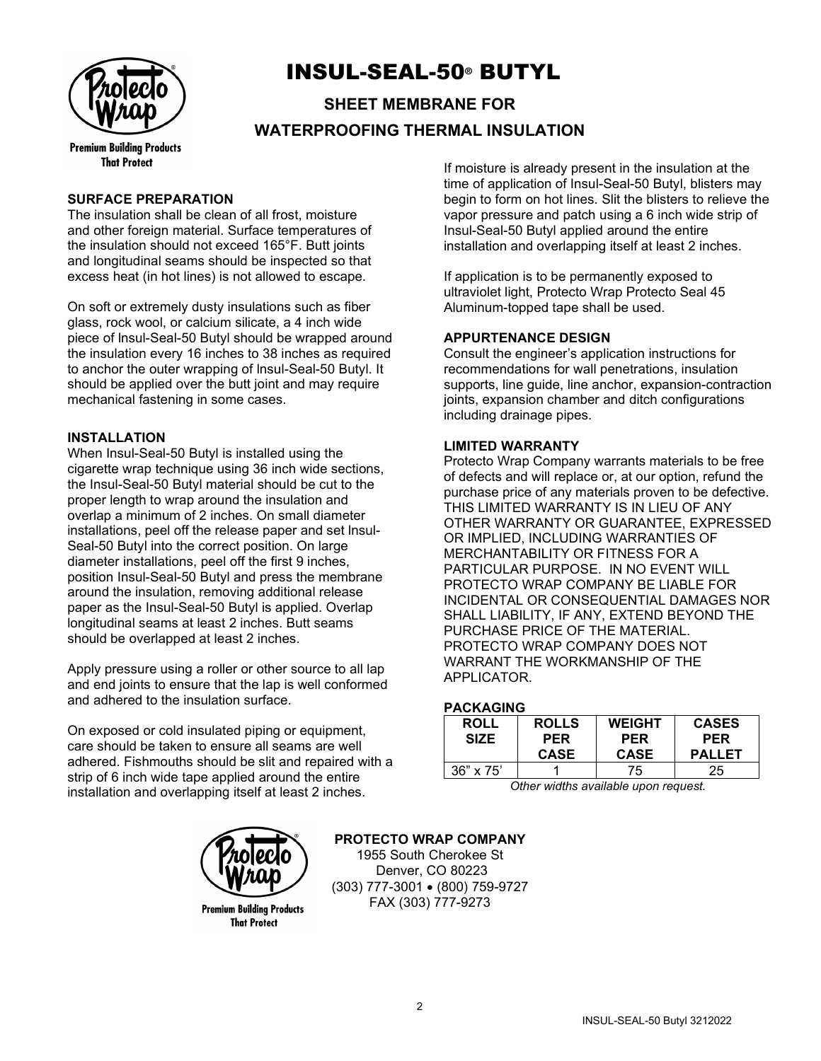# INSUL-SEAL-50® BUTYL

## SHEET MEMBRANE FOR WATERPROOFING THERMAL INSULATION

### SURFACE PREPARATION

The insulation shall be clean of all frost, moisture and other foreign material. Surface temperatures of the insulation should not exceed 165°F. Butt joints and longitudinal seams should be inspected so that excess heat (in hot lines) is not allowed to escape.

On soft or extremely dusty insulations such as fiber glass, rock wool, or calcium silicate, a 4 inch wide piece of Insul-Seal-50 Butyl should be wrapped around the insulation every 16 inches to 38 inches as required to anchor the outer wrapping of Insul-Seal-50 Butyl. It should be applied over the butt joint and may require mechanical fastening in some cases.

### INSTALLATION

When Insul-Seal-50 Butyl is installed using the cigarette wrap technique using 36 inch wide sections, the Insul-Seal-50 Butyl material should be cut to the proper length to wrap around the insulation and overlap a minimum of 2 inches. On small diameter installations, peel off the release paper and set Insul-Seal-50 Butyl into the correct position. On large diameter installations, peel off the first 9 inches, position Insul-Seal-50 Butyl and press the membrane around the insulation, removing additional release paper as the Insul-Seal-50 Butyl is applied. Overlap longitudinal seams at least 2 inches. Butt seams should be overlapped at least 2 inches.

Apply pressure using a roller or other source to all lap and end joints to ensure that the lap is well conformed and adhered to the insulation surface.

On exposed or cold insulated piping or equipment, care should be taken to ensure all seams are well adhered. Fishmouths should be slit and repaired with a strip of 6 inch wide tape applied around the entire installation and overlapping itself at least 2 inches.

If moisture is already present in the insulation at the time of application of Insul-Seal-50 Butyl, blisters may begin to form on hot lines. Slit the blisters to relieve the vapor pressure and patch using a 6 inch wide strip of Insul-Seal-50 Butyl applied around the entire installation and overlapping itself at least 2 inches.

If application is to be permanently exposed to ultraviolet light, Protecto Wrap Protecto Seal 45 Aluminum-topped tape shall be used.

### APPURTENANCE DESIGN

Consult the engineer's application instructions for recommendations for wall penetrations, insulation supports, line guide, line anchor, expansion-contraction joints, expansion chamber and ditch configurations including drainage pipes.

### LIMITED WARRANTY

Protecto Wrap Company warrants materials to be free of defects and will replace or, at our option, refund the purchase price of any materials proven to be defective. THIS LIMITED WARRANTY IS IN LIEU OF ANY OTHER WARRANTY OR GUARANTEE, EXPRESSED OR IMPLIED, INCLUDING WARRANTIES OF MERCHANTABILITY OR FITNESS FOR A PARTICULAR PURPOSE. IN NO EVENT WILL PROTECTO WRAP COMPANY BE LIABLE FOR INCIDENTAL OR CONSEQUENTIAL DAMAGES NOR SHALL LIABILITY, IF ANY, EXTEND BEYOND THE PURCHASE PRICE OF THE MATERIAL. PROTECTO WRAP COMPANY DOES NOT WARRANT THE WORKMANSHIP OF THE APPLICATOR.

### PACKAGING

| ROLL SIZE | ROLLS PER CASE | WEIGHT PER CASE | CASES PER PALLET |
|---|---|---|---|
| 36" x 75' | 1 | 75 | 25 |

*Other widths available upon request.*

**PROTECTO WRAP COMPANY**
1955 South Cherokee St
Denver, CO 80223
(303) 777-3001 • (800) 759-9727
FAX (303) 777-9273

Premium Building Products That Protect